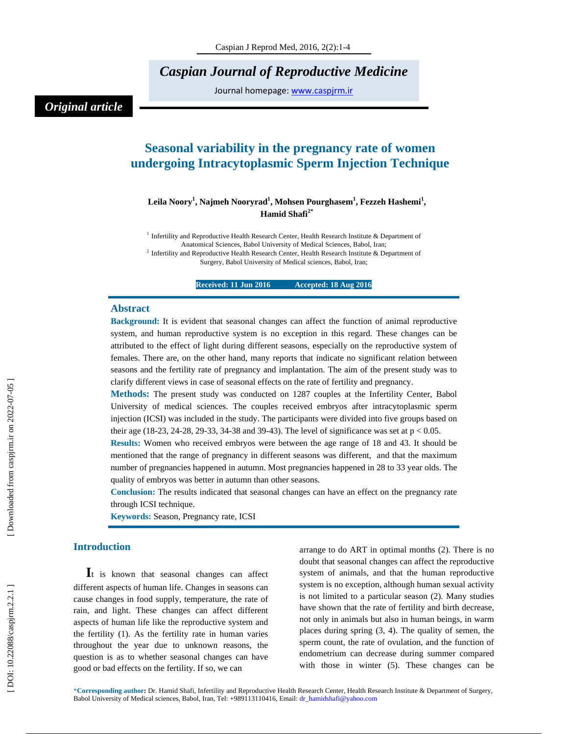*Original article*

# Seasonal variability in the pregnancy rate of women undergoing Intracytoplasmic Sperm Injection Technique

**Leila Noory[1], Najmeh Nooryrad[1], Mohsen Pourghasem[1], Fezzeh Hashemi[1], Hamid Shafi[2*]**

[1] Infertility and Reproductive Health Research Center, Health Research Institute & Department of Anatomical Sciences, Babol University of Medical Sciences, Babol, Iran;
[2] Infertility and Reproductive Health Research Center, Health Research Institute & Department of Surgery, Babol University of Medical sciences, Babol, Iran;

**Received: 11 Jun 2016 Accepted: 18 Aug 2016**

## Abstract

**Background:** It is evident that seasonal changes can affect the function of animal reproductive system, and human reproductive system is no exception in this regard. These changes can be attributed to the effect of light during different seasons, especially on the reproductive system of females. There are, on the other hand, many reports that indicate no significant relation between seasons and the fertility rate of pregnancy and implantation. The aim of the present study was to clarify different views in case of seasonal effects on the rate of fertility and pregnancy.

**Methods:** The present study was conducted on 1287 couples at the Infertility Center, Babol University of medical sciences. The couples received embryos after intracytoplasmic sperm injection (ICSI) was included in the study. The participants were divided into five groups based on their age (18-23, 24-28, 29-33, 34-38 and 39-43). The level of significance was set at $p < 0.05$.

**Results:** Women who received embryos were between the age range of 18 and 43. It should be mentioned that the range of pregnancy in different seasons was different, and that the maximum number of pregnancies happened in autumn. Most pregnancies happened in 28 to 33 year olds. The quality of embryos was better in autumn than other seasons.

**Conclusion:** The results indicated that seasonal changes can have an effect on the pregnancy rate through ICSI technique.

**Keywords:** Season, Pregnancy rate, ICSI

## Introduction

It is known that seasonal changes can affect different aspects of human life. Changes in seasons can cause changes in food supply, temperature, the rate of rain, and light. These changes can affect different aspects of human life like the reproductive system and the fertility (1). As the fertility rate in human varies throughout the year due to unknown reasons, the question is as to whether seasonal changes can have good or bad effects on the fertility. If so, we can arrange to do ART in optimal months (2). There is no doubt that seasonal changes can affect the reproductive system of animals, and that the human reproductive system is no exception, although human sexual activity is not limited to a particular season (2). Many studies have shown that the rate of fertility and birth decrease, not only in animals but also in human beings, in warm places during spring (3, 4). The quality of semen, the sperm count, the rate of ovulation, and the function of endometrium can decrease during summer compared with those in winter (5). These changes can be

*Corresponding author: Dr. Hamid Shafi, Infertility and Reproductive Health Research Center, Health Research Institute & Department of Surgery, Babol University of Medical sciences, Babol, Iran, Tel: +989113110416, Email: dr_hamidshafi@yahoo.com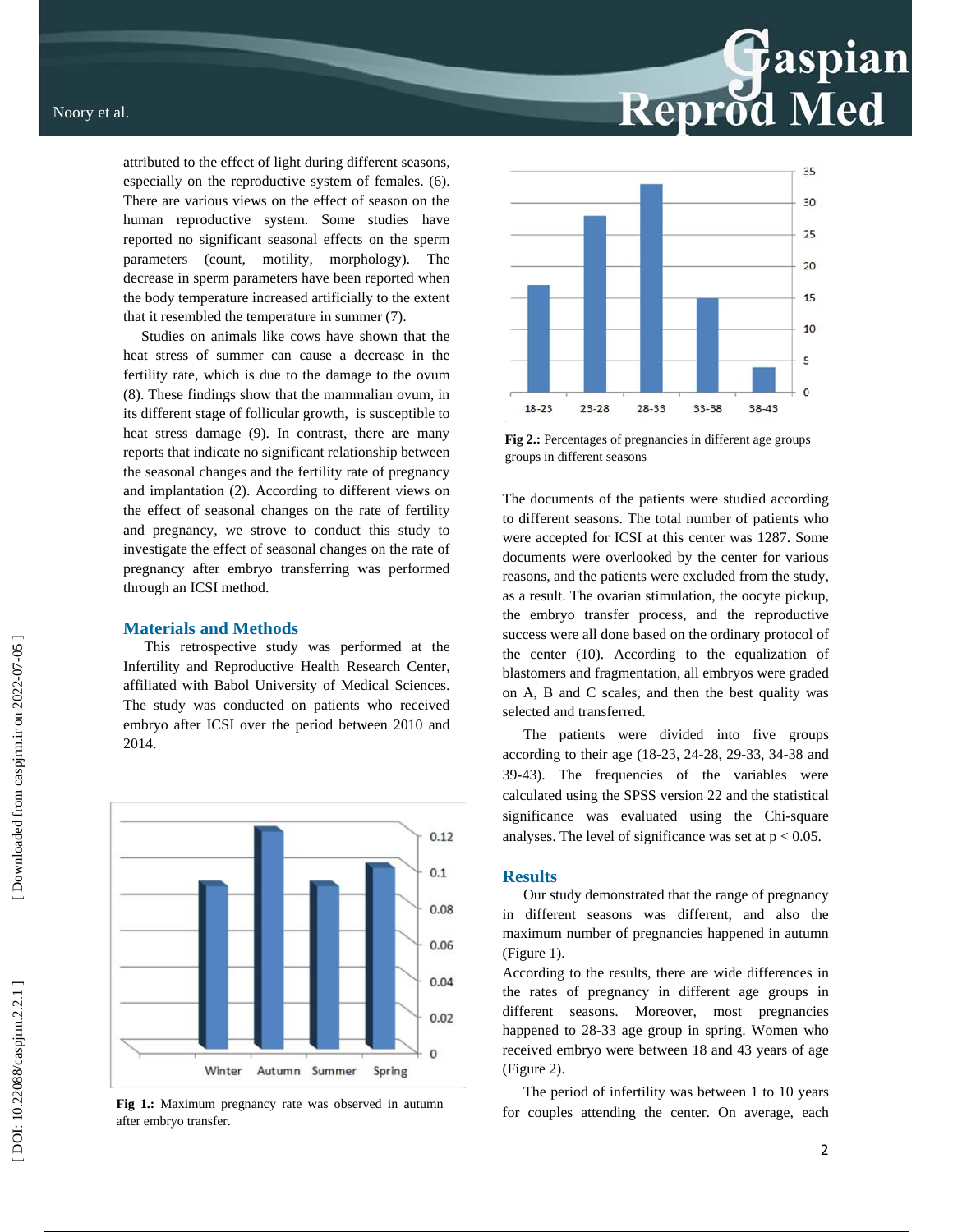attributed to the effect of light during different seasons, especially on the reproductive system of females. (6). There are various views on the effect of season on the human reproductive system. Some studies have reported no significant seasonal effects on the sperm parameters (count, motility, morphology). The decrease in sperm parameters have been reported when the body temperature increased artificially to the extent that it resembled the temperature in summer (7).

Studies on animals like cows have shown that the heat stress of summer can cause a decrease in the fertility rate, which is due to the damage to the ovum (8). These findings show that the mammalian ovum, in its different stage of follicular growth, is susceptible to heat stress damage (9). In contrast, there are many reports that indicate no significant relationship between the seasonal changes and the fertility rate of pregnancy and implantation (2). According to different views on the effect of seasonal changes on the rate of fertility and pregnancy, we strove to conduct this study to investigate the effect of seasonal changes on the rate of pregnancy after embryo transferring was performed through an ICSI method.

## Materials and Methods

This retrospective study was performed at the Infertility and Reproductive Health Research Center, affiliated with Babol University of Medical Sciences. The study was conducted on patients who received embryo after ICSI over the period between 2010 and 2014.

**Fig 1.:** Maximum pregnancy rate was observed in autumn after embryo transfer.

**Fig 2.:** Percentages of pregnancies in different age groups groups in different seasons

The documents of the patients were studied according to different seasons. The total number of patients who were accepted for ICSI at this center was 1287. Some documents were overlooked by the center for various reasons, and the patients were excluded from the study, as a result. The ovarian stimulation, the oocyte pickup, the embryo transfer process, and the reproductive success were all done based on the ordinary protocol of the center (10). According to the equalization of blastomers and fragmentation, all embryos were graded on A, B and C scales, and then the best quality was selected and transferred.

The patients were divided into five groups according to their age (18-23, 24-28, 29-33, 34-38 and 39-43). The frequencies of the variables were calculated using the SPSS version 22 and the statistical significance was evaluated using the Chi-square analyses. The level of significance was set at $p < 0.05$.

## Results

Our study demonstrated that the range of pregnancy in different seasons was different, and also the maximum number of pregnancies happened in autumn (Figure 1).

According to the results, there are wide differences in the rates of pregnancy in different age groups in different seasons. Moreover, most pregnancies happened to 28-33 age group in spring. Women who received embryo were between 18 and 43 years of age (Figure 2).

The period of infertility was between 1 to 10 years for couples attending the center. On average, each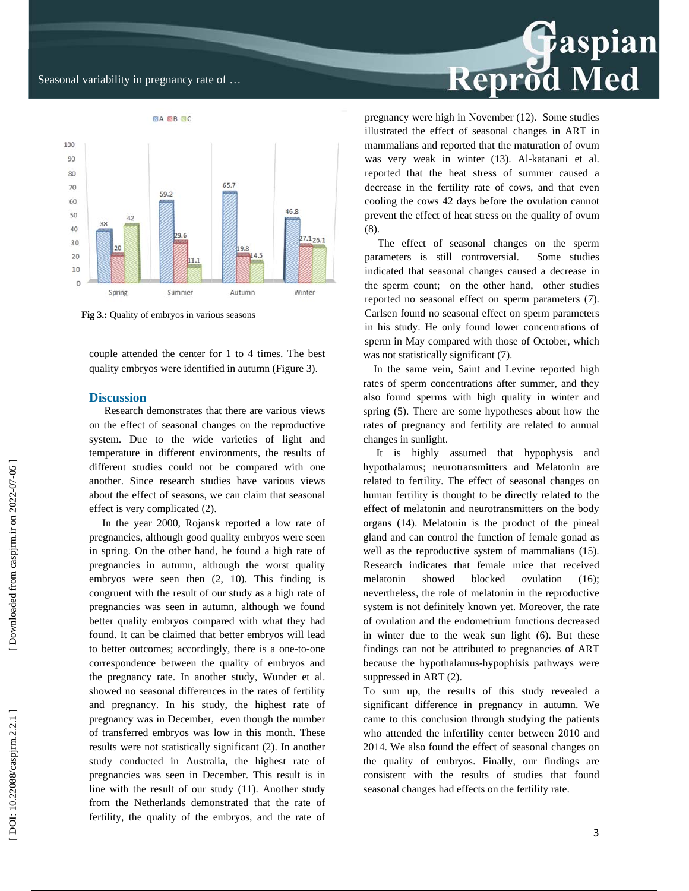| | A | B | C |
|---|---|---|---|
| Spring | 38 | 20 | 42 |
| Summer | 59.2 | 29.6 | 11.1 |
| Autumn | 65.7 | 19.8 | 14.5 |
| Winter | 46.8 | 27.1 | 26.1 |

**Fig 3.:** Quality of embryos in various seasons

couple attended the center for 1 to 4 times. The best quality embryos were identified in autumn (Figure 3).

## Discussion

Research demonstrates that there are various views on the effect of seasonal changes on the reproductive system. Due to the wide varieties of light and temperature in different environments, the results of different studies could not be compared with one another. Since research studies have various views about the effect of seasons, we can claim that seasonal effect is very complicated (2).

In the year 2000, Rojansk reported a low rate of pregnancies, although good quality embryos were seen in spring. On the other hand, he found a high rate of pregnancies in autumn, although the worst quality embryos were seen then (2, 10). This finding is congruent with the result of our study as a high rate of pregnancies was seen in autumn, although we found better quality embryos compared with what they had found. It can be claimed that better embryos will lead to better outcomes; accordingly, there is a one-to-one correspondence between the quality of embryos and the pregnancy rate. In another study, Wunder et al. showed no seasonal differences in the rates of fertility and pregnancy. In his study, the highest rate of pregnancy was in December, even though the number of transferred embryos was low in this month. These results were not statistically significant (2). In another study conducted in Australia, the highest rate of pregnancies was seen in December. This result is in line with the result of our study (11). Another study from the Netherlands demonstrated that the rate of fertility, the quality of the embryos, and the rate of pregnancy were high in November (12). Some studies illustrated the effect of seasonal changes in ART in mammalians and reported that the maturation of ovum was very weak in winter (13). Al-katanani et al. reported that the heat stress of summer caused a decrease in the fertility rate of cows, and that even cooling the cows 42 days before the ovulation cannot prevent the effect of heat stress on the quality of ovum (8).

The effect of seasonal changes on the sperm parameters is still controversial. Some studies indicated that seasonal changes caused a decrease in the sperm count; on the other hand, other studies reported no seasonal effect on sperm parameters (7). Carlsen found no seasonal effect on sperm parameters in his study. He only found lower concentrations of sperm in May compared with those of October, which was not statistically significant (7).

In the same vein, Saint and Levine reported high rates of sperm concentrations after summer, and they also found sperms with high quality in winter and spring (5). There are some hypotheses about how the rates of pregnancy and fertility are related to annual changes in sunlight.

It is highly assumed that hypophysis and hypothalamus; neurotransmitters and Melatonin are related to fertility. The effect of seasonal changes on human fertility is thought to be directly related to the effect of melatonin and neurotransmitters on the body organs (14). Melatonin is the product of the pineal gland and can control the function of female gonad as well as the reproductive system of mammalians (15). Research indicates that female mice that received melatonin showed blocked ovulation (16); nevertheless, the role of melatonin in the reproductive system is not definitely known yet. Moreover, the rate of ovulation and the endometrium functions decreased in winter due to the weak sun light (6). But these findings can not be attributed to pregnancies of ART because the hypothalamus-hypophisis pathways were suppressed in ART (2).

To sum up, the results of this study revealed a significant difference in pregnancy in autumn. We came to this conclusion through studying the patients who attended the infertility center between 2010 and 2014. We also found the effect of seasonal changes on the quality of embryos. Finally, our findings are consistent with the results of studies that found seasonal changes had effects on the fertility rate.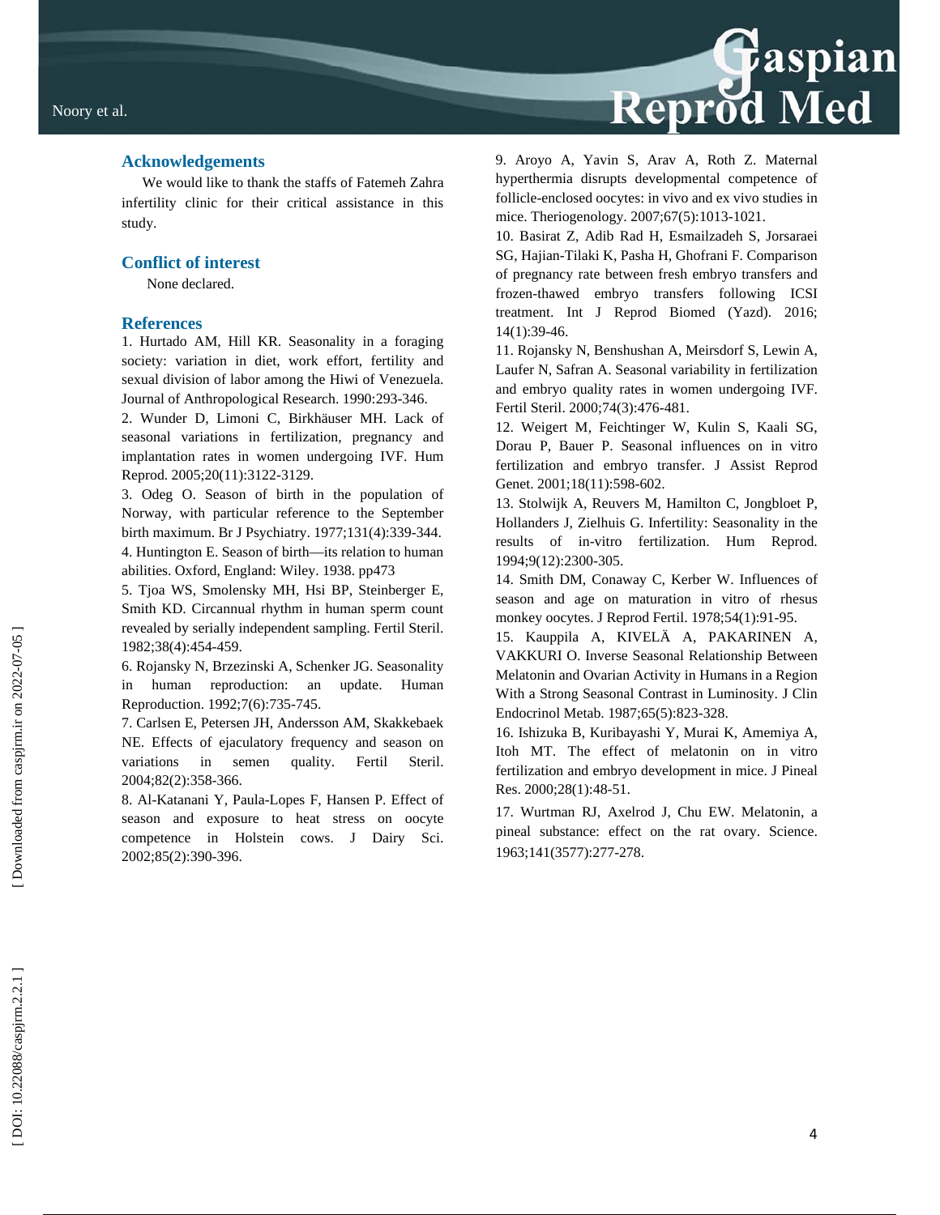## Acknowledgements

We would like to thank the staffs of Fatemeh Zahra infertility clinic for their critical assistance in this study.

## Conflict of interest

None declared.

## References

1. Hurtado AM, Hill KR. Seasonality in a foraging society: variation in diet, work effort, fertility and sexual division of labor among the Hiwi of Venezuela. Journal of Anthropological Research. 1990:293-346.
2. Wunder D, Limoni C, Birkhäuser MH. Lack of seasonal variations in fertilization, pregnancy and implantation rates in women undergoing IVF. Hum Reprod. 2005;20(11):3122-3129.
3. Odeg O. Season of birth in the population of Norway, with particular reference to the September birth maximum. Br J Psychiatry. 1977;131(4):339-344.
4. Huntington E. Season of birth—its relation to human abilities. Oxford, England: Wiley. 1938. pp473
5. Tjoa WS, Smolensky MH, Hsi BP, Steinberger E, Smith KD. Circannual rhythm in human sperm count revealed by serially independent sampling. Fertil Steril. 1982;38(4):454-459.
6. Rojansky N, Brzezinski A, Schenker JG. Seasonality in human reproduction: an update. Human Reproduction. 1992;7(6):735-745.
7. Carlsen E, Petersen JH, Andersson AM, Skakkebaek NE. Effects of ejaculatory frequency and season on variations in semen quality. Fertil Steril. 2004;82(2):358-366.
8. Al-Katanani Y, Paula-Lopes F, Hansen P. Effect of season and exposure to heat stress on oocyte competence in Holstein cows. J Dairy Sci. 2002;85(2):390-396.
9. Aroyo A, Yavin S, Arav A, Roth Z. Maternal hyperthermia disrupts developmental competence of follicle-enclosed oocytes: in vivo and ex vivo studies in mice. Theriogenology. 2007;67(5):1013-1021.
10. Basirat Z, Adib Rad H, Esmailzadeh S, Jorsaraei SG, Hajian-Tilaki K, Pasha H, Ghofrani F. Comparison of pregnancy rate between fresh embryo transfers and frozen-thawed embryo transfers following ICSI treatment. Int J Reprod Biomed (Yazd). 2016; 14(1):39-46.
11. Rojansky N, Benshushan A, Meirsdorf S, Lewin A, Laufer N, Safran A. Seasonal variability in fertilization and embryo quality rates in women undergoing IVF. Fertil Steril. 2000;74(3):476-481.
12. Weigert M, Feichtinger W, Kulin S, Kaali SG, Dorau P, Bauer P. Seasonal influences on in vitro fertilization and embryo transfer. J Assist Reprod Genet. 2001;18(11):598-602.
13. Stolwijk A, Reuvers M, Hamilton C, Jongbloet P, Hollanders J, Zielhuis G. Infertility: Seasonality in the results of in-vitro fertilization. Hum Reprod. 1994;9(12):2300-305.
14. Smith DM, Conaway C, Kerber W. Influences of season and age on maturation in vitro of rhesus monkey oocytes. J Reprod Fertil. 1978;54(1):91-95.
15. Kauppila A, KIVELÄ A, PAKARINEN A, VAKKURI O. Inverse Seasonal Relationship Between Melatonin and Ovarian Activity in Humans in a Region With a Strong Seasonal Contrast in Luminosity. J Clin Endocrinol Metab. 1987;65(5):823-328.
16. Ishizuka B, Kuribayashi Y, Murai K, Amemiya A, Itoh MT. The effect of melatonin on in vitro fertilization and embryo development in mice. J Pineal Res. 2000;28(1):48-51.
17. Wurtman RJ, Axelrod J, Chu EW. Melatonin, a pineal substance: effect on the rat ovary. Science. 1963;141(3577):277-278.